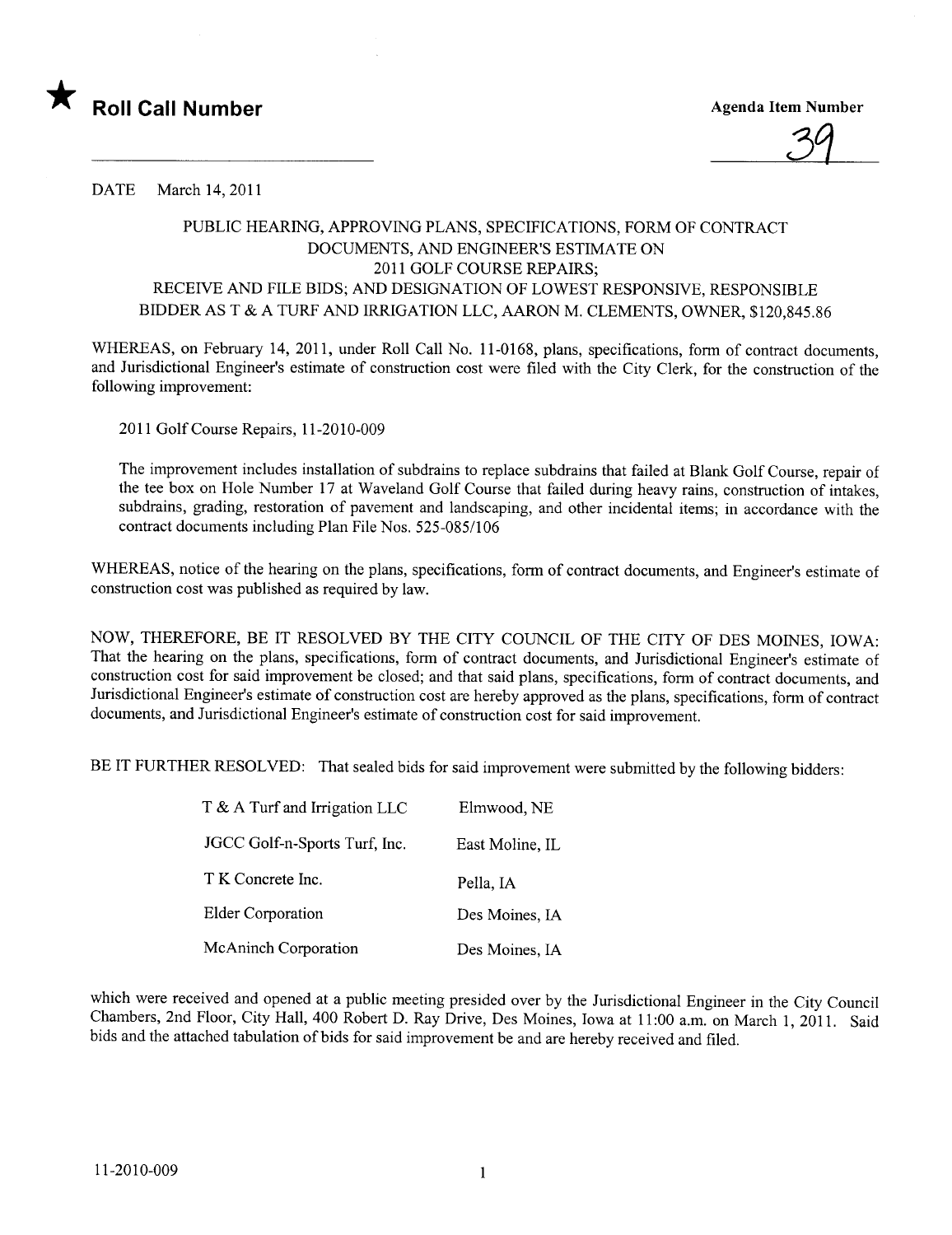★ **Roll Call Number**

**Agenda Item Number**

39

DATE March 14, 2011

PUBLIC HEARING, APPROVING PLANS, SPECIFICATIONS, FORM OF CONTRACT DOCUMENTS, AND ENGINEER'S ESTIMATE ON 2011 GOLF COURSE REPAIRS; RECEIVE AND FILE BIDS; AND DESIGNATION OF LOWEST RESPONSIVE, RESPONSIBLE BIDDER AS T & A TURF AND IRRIGATION LLC, AARON M. CLEMENTS, OWNER, $120,845.86

WHEREAS, on February 14, 2011, under Roll Call No. 11-0168, plans, specifications, form of contract documents, and Jurisdictional Engineer's estimate of construction cost were filed with the City Clerk, for the construction of the following improvement:

2011 Golf Course Repairs, 11-2010-009

The improvement includes installation of subdrains to replace subdrains that failed at Blank Golf Course, repair of the tee box on Hole Number 17 at Waveland Golf Course that failed during heavy rains, construction of intakes, subdrains, grading, restoration of pavement and landscaping, and other incidental items; in accordance with the contract documents including Plan File Nos. 525-085/106

WHEREAS, notice of the hearing on the plans, specifications, form of contract documents, and Engineer's estimate of construction cost was published as required by law.

NOW, THEREFORE, BE IT RESOLVED BY THE CITY COUNCIL OF THE CITY OF DES MOINES, IOWA: That the hearing on the plans, specifications, form of contract documents, and Jurisdictional Engineer's estimate of construction cost for said improvement be closed; and that said plans, specifications, form of contract documents, and Jurisdictional Engineer's estimate of construction cost are hereby approved as the plans, specifications, form of contract documents, and Jurisdictional Engineer's estimate of construction cost for said improvement.

BE IT FURTHER RESOLVED: That sealed bids for said improvement were submitted by the following bidders:

| | |
|---|---|
| T & A Turf and Irrigation LLC | Elmwood, NE |
| JGCC Golf-n-Sports Turf, Inc. | East Moline, IL |
| T K Concrete Inc. | Pella, IA |
| Elder Corporation | Des Moines, IA |
| McAninch Corporation | Des Moines, IA |

which were received and opened at a public meeting presided over by the Jurisdictional Engineer in the City Council Chambers, 2nd Floor, City Hall, 400 Robert D. Ray Drive, Des Moines, Iowa at 11:00 a.m. on March 1, 2011. Said bids and the attached tabulation of bids for said improvement be and are hereby received and filed.

11-2010-009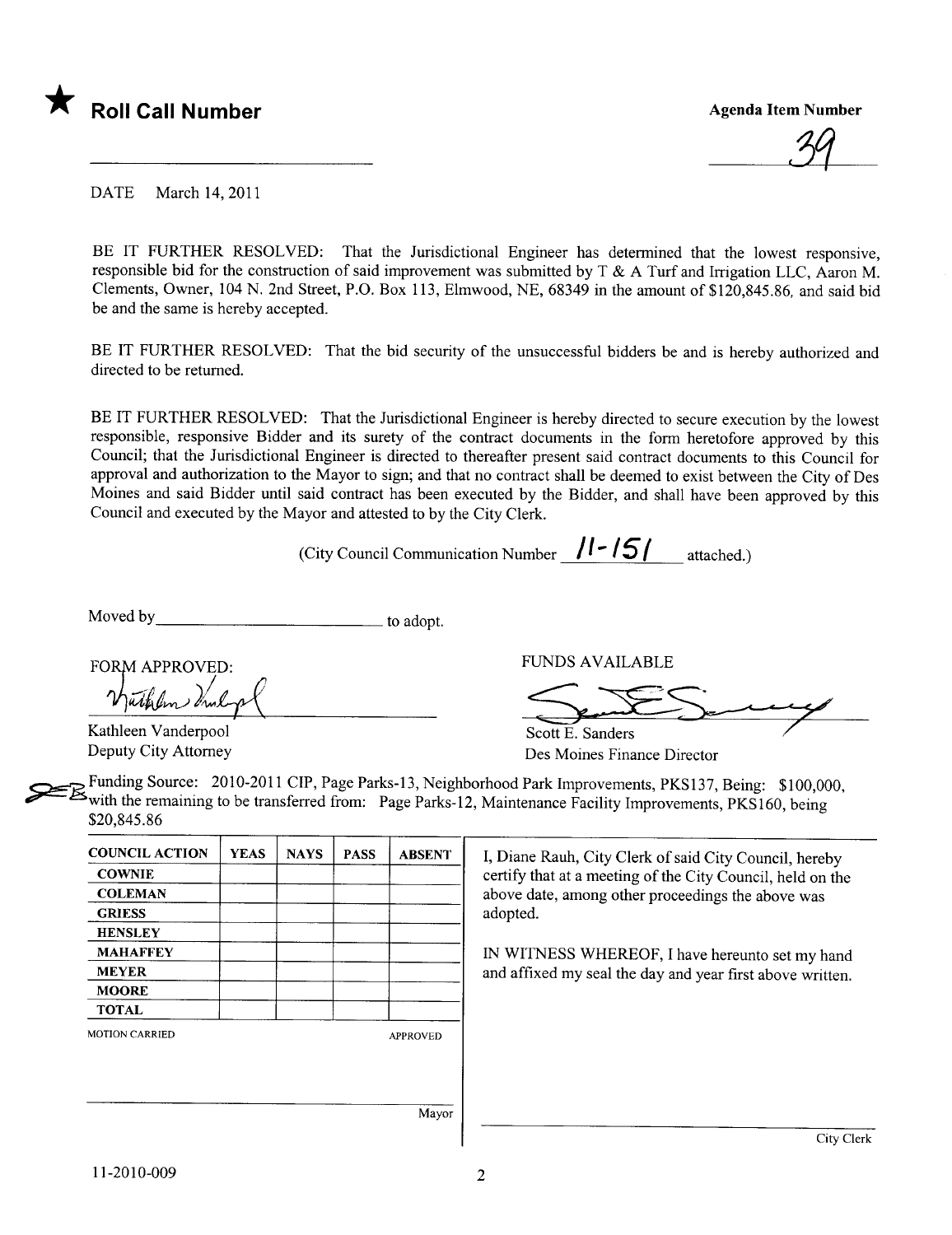★ **Roll Call Number**

**Agenda Item Number**

39

DATE March 14, 2011

BE IT FURTHER RESOLVED: That the Jurisdictional Engineer has determined that the lowest responsive, responsible bid for the construction of said improvement was submitted by T & A Turf and Irrigation LLC, Aaron M. Clements, Owner, 104 N. 2nd Street, P.O. Box 113, Elmwood, NE, 68349 in the amount of $120,845.86, and said bid be and the same is hereby accepted.

BE IT FURTHER RESOLVED: That the bid security of the unsuccessful bidders be and is hereby authorized and directed to be returned.

BE IT FURTHER RESOLVED: That the Jurisdictional Engineer is hereby directed to secure execution by the lowest responsible, responsive Bidder and its surety of the contract documents in the form heretofore approved by this Council; that the Jurisdictional Engineer is directed to thereafter present said contract documents to this Council for approval and authorization to the Mayor to sign; and that no contract shall be deemed to exist between the City of Des Moines and said Bidder until said contract has been executed by the Bidder, and shall have been approved by this Council and executed by the Mayor and attested to by the City Clerk.

(City Council Communication Number 11-151 attached.)

Moved by ______________________ to adopt.

FORM APPROVED:

Kathleen Vanderpool
Deputy City Attorney

FUNDS AVAILABLE

Scott E. Sanders
Des Moines Finance Director

Funding Source: 2010-2011 CIP, Page Parks-13, Neighborhood Park Improvements, PKS137, Being: $100,000, with the remaining to be transferred from: Page Parks-12, Maintenance Facility Improvements, PKS160, being $20,845.86

| COUNCIL ACTION | YEAS | NAYS | PASS | ABSENT |
|---|---|---|---|---|
| COWNIE | | | | |
| COLEMAN | | | | |
| GRIESS | | | | |
| HENSLEY | | | | |
| MAHAFFEY | | | | |
| MEYER | | | | |
| MOORE | | | | |
| TOTAL | | | | |

MOTION CARRIED APPROVED

______________________ Mayor

I, Diane Rauh, City Clerk of said City Council, hereby certify that at a meeting of the City Council, held on the above date, among other proceedings the above was adopted.

IN WITNESS WHEREOF, I have hereunto set my hand and affixed my seal the day and year first above written.

______________________ City Clerk

11-2010-009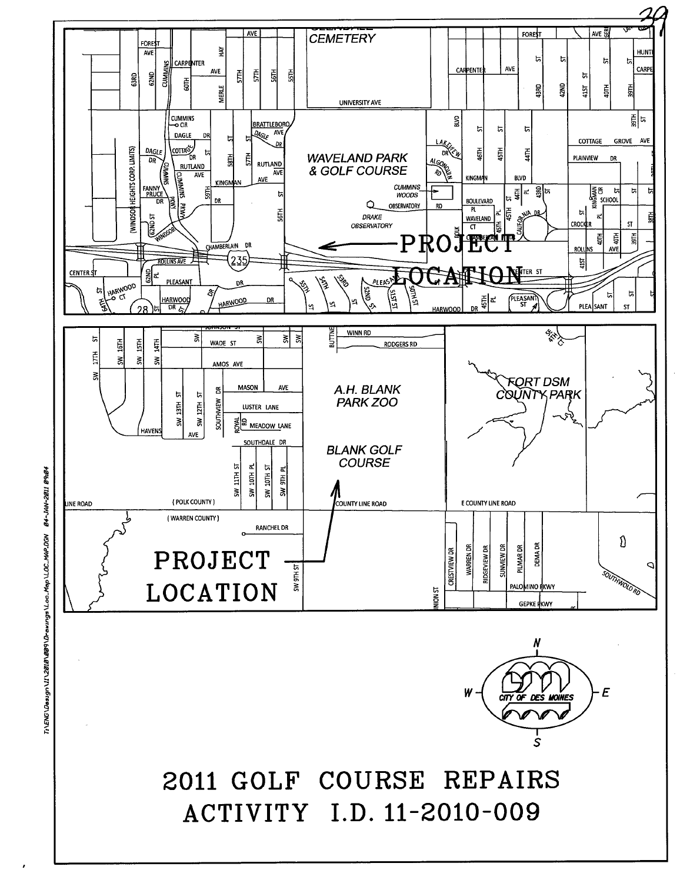PROJECT LOCATION

WAVELAND PARK & GOLF COURSE

PROJECT LOCATION

A.H. BLANK PARK ZOO

BLANK GOLF COURSE

FORT DSM COUNTY PARK

CITY OF DES MOINES

# 2011 GOLF COURSE REPAIRS

# ACTIVITY I.D. 11-2010-009

T:\ENG\Design\11\2010\009\Drawings\Loc_Map\LOC_MAP.DGN 04-JAN-2011 09:04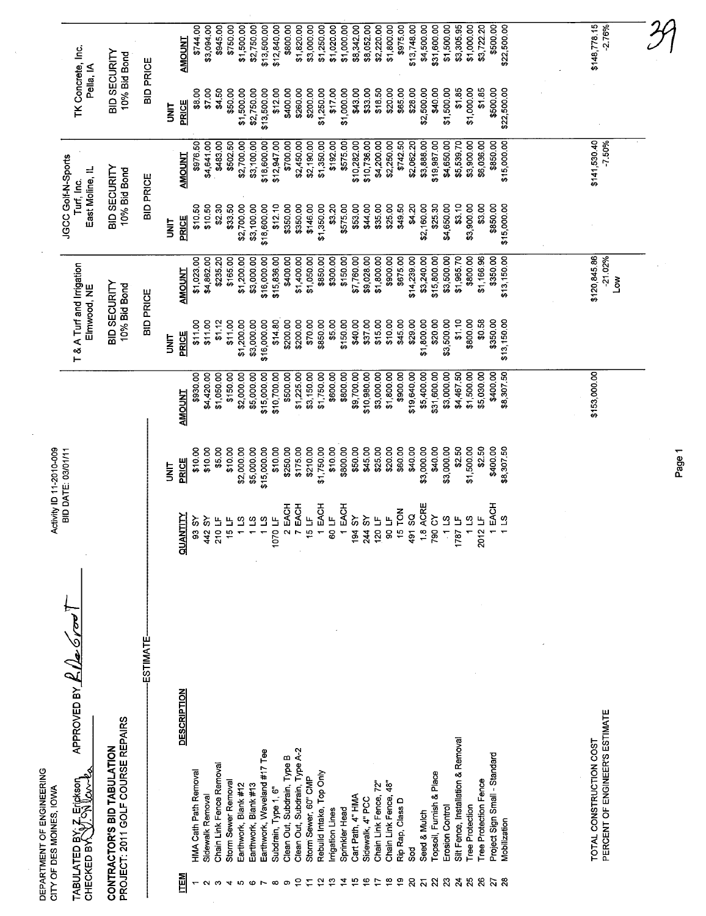DEPARTMENT OF ENGINEERING
CITY OF DES MOINES, IOWA

Activity ID 11-2010-009
BID DATE: 03/01/11

TABULATED BY: Z. Erickson APPROVED BY: R. DeGroot
CHECKED BY: J. Wenke

**CONTRACTOR'S BID TABULATION**
**PROJECT: 2011 GOLF COURSE REPAIRS**

| ITEM | DESCRIPTION | QUANTITY | ESTIMATE UNIT PRICE | ESTIMATE AMOUNT | T & A Turf and Irrigation, Elmwood, NE — BID SECURITY 10% Bid Bond — UNIT PRICE | T & A Turf and Irrigation AMOUNT | JGCC Golf-N-Sports Turf, Inc., East Moline, IL — BID SECURITY 10% Bid Bond — UNIT PRICE | JGCC Golf-N-Sports Turf, Inc. AMOUNT | TK Concrete, Inc., Pella, IA — BID SECURITY 10% Bid Bond — UNIT PRICE | TK Concrete, Inc. AMOUNT |
|---|---|---|---|---|---|---|---|---|---|---|
| 1 | HMA Cath Path Removal | 93 SY | $10.00 | $930.00 | $11.00 | $1,023.00 | $10.50 | $976.50 | $8.00 | $744.00 |
| 2 | Sidewalk Removal | 442 SY | $10.00 | $4,420.00 | $11.00 | $4,862.00 | $10.50 | $4,641.00 | $7.00 | $3,094.00 |
| 3 | Chain Link Fence Removal | 210 LF | $5.00 | $1,050.00 | $1.12 | $235.20 | $2.30 | $483.00 | $4.50 | $945.00 |
| 4 | Storm Sewer Removal | 15 LF | $10.00 | $150.00 | $11.00 | $165.00 | $33.50 | $502.50 | $50.00 | $750.00 |
| 5 | Earthwork, Blank #12 | 1 LS | $2,000.00 | $2,000.00 | $1,200.00 | $1,200.00 | $2,700.00 | $2,700.00 | $1,500.00 | $1,500.00 |
| 6 | Earthwork, Blank #13 | 1 LS | $5,000.00 | $5,000.00 | $3,000.00 | $3,000.00 | $3,100.00 | $3,100.00 | $2,750.00 | $2,750.00 |
| 7 | Earthwork, Waveland #17 Tee | 1 LS | $15,000.00 | $15,000.00 | $16,000.00 | $16,000.00 | $18,600.00 | $18,600.00 | $13,500.00 | $13,500.00 |
| 8 | Subdrain, Type 1, 6" | 1070 LF | $10.00 | $10,700.00 | $14.80 | $15,836.00 | $12.10 | $12,947.00 | $12.00 | $12,840.00 |
| 9 | Clean Out, Subdrain, Type B | 2 EACH | $250.00 | $500.00 | $200.00 | $400.00 | $350.00 | $700.00 | $400.00 | $800.00 |
| 10 | Clean Out, Subdrain, Type A-2 | 7 EACH | $175.00 | $1,225.00 | $200.00 | $1,400.00 | $350.00 | $2,450.00 | $260.00 | $1,820.00 |
| 11 | Storm Sewer, 60" CMP | 15 LF | $210.00 | $3,150.00 | $70.00 | $1,050.00 | $146.00 | $2,190.00 | $200.00 | $3,000.00 |
| 12 | Rebuild Intake, Top Only | 1 EACH | $1,750.00 | $1,750.00 | $850.00 | $850.00 | $1,350.00 | $1,350.00 | $1,250.00 | $1,250.00 |
| 13 | Irrigation Lines | 60 LF | $10.00 | $600.00 | $5.00 | $300.00 | $3.20 | $192.00 | $17.00 | $1,020.00 |
| 14 | Sprinkler Head | 1 EACH | $800.00 | $800.00 | $150.00 | $150.00 | $575.00 | $575.00 | $1,000.00 | $1,000.00 |
| 15 | Cart Path, 4" HMA | 194 SY | $50.00 | $9,700.00 | $40.00 | $7,760.00 | $53.00 | $10,282.00 | $43.00 | $8,342.00 |
| 16 | Sidewalk, 4" PCC | 244 SY | $45.00 | $10,980.00 | $37.00 | $9,028.00 | $44.00 | $10,736.00 | $33.00 | $8,052.00 |
| 17 | Chain Link Fence, 72" | 120 LF | $25.00 | $3,000.00 | $15.00 | $1,800.00 | $35.00 | $4,200.00 | $18.50 | $2,220.00 |
| 18 | Chain Link Fence, 48" | 90 LF | $20.00 | $1,800.00 | $10.00 | $900.00 | $25.00 | $2,250.00 | $20.00 | $1,800.00 |
| 19 | Rip Rap, Class D | 15 TON | $60.00 | $900.00 | $45.00 | $675.00 | $49.50 | $742.50 | $65.00 | $975.00 |
| 20 | Sod | 491 SQ | $40.00 | $19,640.00 | $29.00 | $14,239.00 | $4.20 | $2,062.20 | $28.00 | $13,748.00 |
| 21 | Seed & Mulch | 1.8 ACRE | $3,000.00 | $5,400.00 | $1,800.00 | $3,240.00 | $2,160.00 | $3,888.00 | $2,500.00 | $4,500.00 |
| 22 | Topsoil, Furnish & Place | 790 CY | $40.00 | $31,600.00 | $20.00 | $15,800.00 | $25.30 | $19,987.00 | $40.00 | $31,600.00 |
| 23 | Erosion Control | 1 LS | $3,000.00 | $3,000.00 | $3,500.00 | $3,500.00 | $4,650.00 | $4,650.00 | $1,500.00 | $1,500.00 |
| 24 | Silt Fence, Installation & Removal | 1787 LF | $2.50 | $4,467.50 | $1.10 | $1,965.70 | $3.10 | $5,539.70 | $1.85 | $3,305.95 |
| 25 | Tree Protection | 1 LS | $1,500.00 | $1,500.00 | $800.00 | $800.00 | $3,900.00 | $3,900.00 | $1,000.00 | $1,000.00 |
| 26 | Tree Protection Fence | 2012 LF | $2.50 | $5,030.00 | $0.58 | $1,166.96 | $3.00 | $6,036.00 | $1.85 | $3,722.20 |
| 27 | Project Sign Small - Standard | 1 EACH | $400.00 | $400.00 | $350.00 | $350.00 | $850.00 | $850.00 | $500.00 | $500.00 |
| 28 | Mobilization | 1 LS | $8,307.50 | $8,307.50 | $13,150.00 | $13,150.00 | $15,000.00 | $15,000.00 | $22,500.00 | $22,500.00 |
| | TOTAL CONSTRUCTION COST | | | $153,000.00 | | $120,845.86 | | $141,530.40 | | $148,778.15 |
| | PERCENT OF ENGINEER'S ESTIMATE | | | | | -21.02% Low | | -7.50% | | -2.76% |

39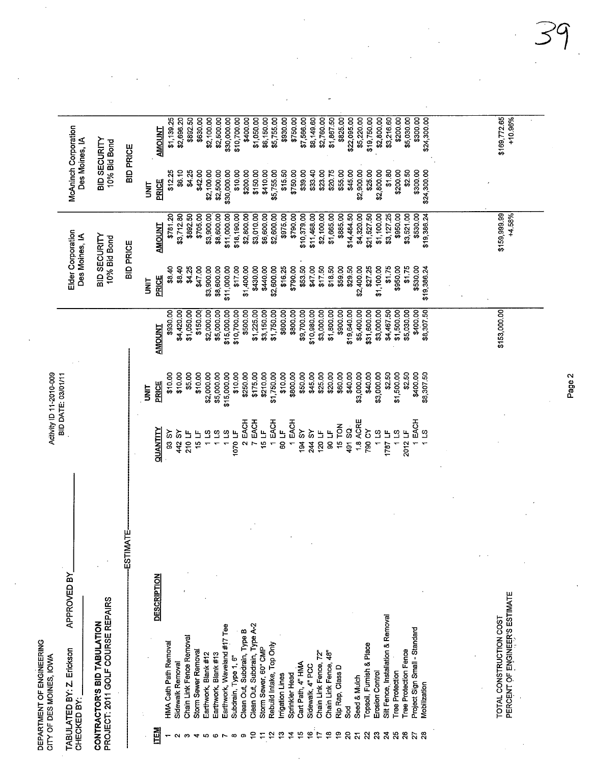DEPARTMENT OF ENGINEERING
CITY OF DES MOINES, IOWA

Activity ID 11-2010-009
BID DATE: 03/01/11

TABULATED BY: Z. Erickson APPROVED BY\_\_\_\_\_\_\_\_\_\_
CHECKED BY: \_\_\_\_\_\_\_\_\_\_

**CONTRACTOR'S BID TABULATION**
**PROJECT: 2011 GOLF COURSE REPAIRS**

| | | ESTIMATE | | | Elder Corporation Des Moines, IA | | McAninch Corporation Des Moines, IA | |
|---|---|---|---|---|---|---|---|---|
| | | | | | BID SECURITY 10% Bid Bond | | BID SECURITY 10% Bid Bond | |
| | | | | | BID PRICE | | BID PRICE | |
| ITEM | DESCRIPTION | QUANTITY | UNIT PRICE | AMOUNT | UNIT PRICE | AMOUNT | UNIT PRICE | AMOUNT |
| 1 | HMA Cart Path Removal | 93 SY | $10.00 | $930.00 | $8.40 | $781.20 | $12.25 | $1,139.25 |
| 2 | Sidewalk Removal | 442 SY | $10.00 | $4,420.00 | $8.40 | $3,712.80 | $6.10 | $2,696.20 |
| 3 | Chain Link Fence Removal | 210 LF | $5.00 | $1,050.00 | $4.25 | $892.50 | $4.25 | $892.50 |
| 4 | Storm Sewer Removal | 15 LF | $10.00 | $150.00 | $47.00 | $705.00 | $42.00 | $630.00 |
| 5 | Earthwork, Blank #12 | 1 LS | $2,000.00 | $2,000.00 | $3,900.00 | $3,900.00 | $2,100.00 | $2,100.00 |
| 6 | Earthwork, Blank #13 | 1 LS | $5,000.00 | $5,000.00 | $8,600.00 | $8,600.00 | $2,500.00 | $2,500.00 |
| 7 | Earthwork, Waveland #17 Tee | 1 LS | $15,000.00 | $15,000.00 | $11,000.00 | $11,000.00 | $30,000.00 | $30,000.00 |
| 8 | Subdrain, Type 1, 6" | 1070 LF | $10.00 | $10,700.00 | $17.00 | $18,190.00 | $10.00 | $10,700.00 |
| 9 | Clean Out, Subdrain, Type B | 2 EACH | $250.00 | $500.00 | $1,400.00 | $2,800.00 | $200.00 | $400.00 |
| 10 | Clean Out, Subdrain, Type A-2 | 7 EACH | $175.00 | $1,225.00 | $430.00 | $3,010.00 | $150.00 | $1,050.00 |
| 11 | Storm Sewer, 60" CMP | 15 LF | $210.00 | $3,150.00 | $440.00 | $6,600.00 | $410.00 | $6,150.00 |
| 12 | Rebuild Intake, Top Only | 1 EACH | $1,750.00 | $1,750.00 | $2,600.00 | $2,600.00 | $5,755.00 | $5,755.00 |
| 13 | Irrigation Lines | 60 LF | $10.00 | $600.00 | $16.25 | $975.00 | $15.50 | $930.00 |
| 14 | Sprinkler Head | 1 EACH | $800.00 | $800.00 | $790.00 | $790.00 | $750.00 | $750.00 |
| 15 | Cart Path, 4" HMA | 194 SY | $50.00 | $9,700.00 | $53.50 | $10,379.00 | $39.00 | $7,566.00 |
| 16 | Sidewalk, 4" PCC | 244 SY | $45.00 | $10,980.00 | $47.00 | $11,468.00 | $33.40 | $8,149.60 |
| 17 | Chain Link Fence, 72" | 120 LF | $25.00 | $3,000.00 | $17.50 | $2,100.00 | $23.00 | $2,760.00 |
| 18 | Chain Link Fence, 48" | 90 LF | $20.00 | $1,800.00 | $18.50 | $1,665.00 | $20.75 | $1,867.50 |
| 19 | Rip Rap, Class D | 15 TON | $60.00 | $900.00 | $59.00 | $885.00 | $55.00 | $825.00 |
| 20 | Sod | 491 SQ. | $40.00 | $19,640.00 | $29.50 | $14,484.50 | $45.00 | $22,095.00 |
| 21 | Seed & Mulch | 1.8 ACRE | $3,000.00 | $5,400.00 | $2,400.00 | $4,320.00 | $2,900.00 | $5,220.00 |
| 22 | Topsoil, Furnish & Place | 790 CY | $40.00 | $31,600.00 | $27.25 | $21,527.50 | $25.00 | $19,750.00 |
| 23 | Erosion Control | 1 LS | $3,000.00 | $3,000.00 | $1,100.00 | $1,100.00 | $2,800.00 | $2,800.00 |
| 24 | Silt Fence, Installation & Removal | 1787 LF | $2.50 | $4,467.50 | $1.75 | $3,127.25 | $1.80 | $3,216.60 |
| 25 | Tree Protection | 1 LS | $1,500.00 | $1,500.00 | $950.00 | $950.00 | $200.00 | $200.00 |
| 26 | Tree Protection Fence | 2012 LF | $2.50 | $5,030.00 | $1.75 | $3,521.00 | $2.50 | $5,030.00 |
| 27 | Project Sign Small - Standard | 1 EACH | $400.00 | $400.00 | $530.00 | $530.00 | $300.00 | $300.00 |
| 28 | Mobilization | 1 LS | $8,307.50 | $8,307.50 | $19,386.24 | $19,386.24 | $24,300.00 | $24,300.00 |
| | TOTAL CONSTRUCTION COST | | | $153,000.00 | | $159,999.99 | | $169,772.65 |
| | PERCENT OF ENGINEER'S ESTIMATE | | | | | +4.58% | | +10.96% |